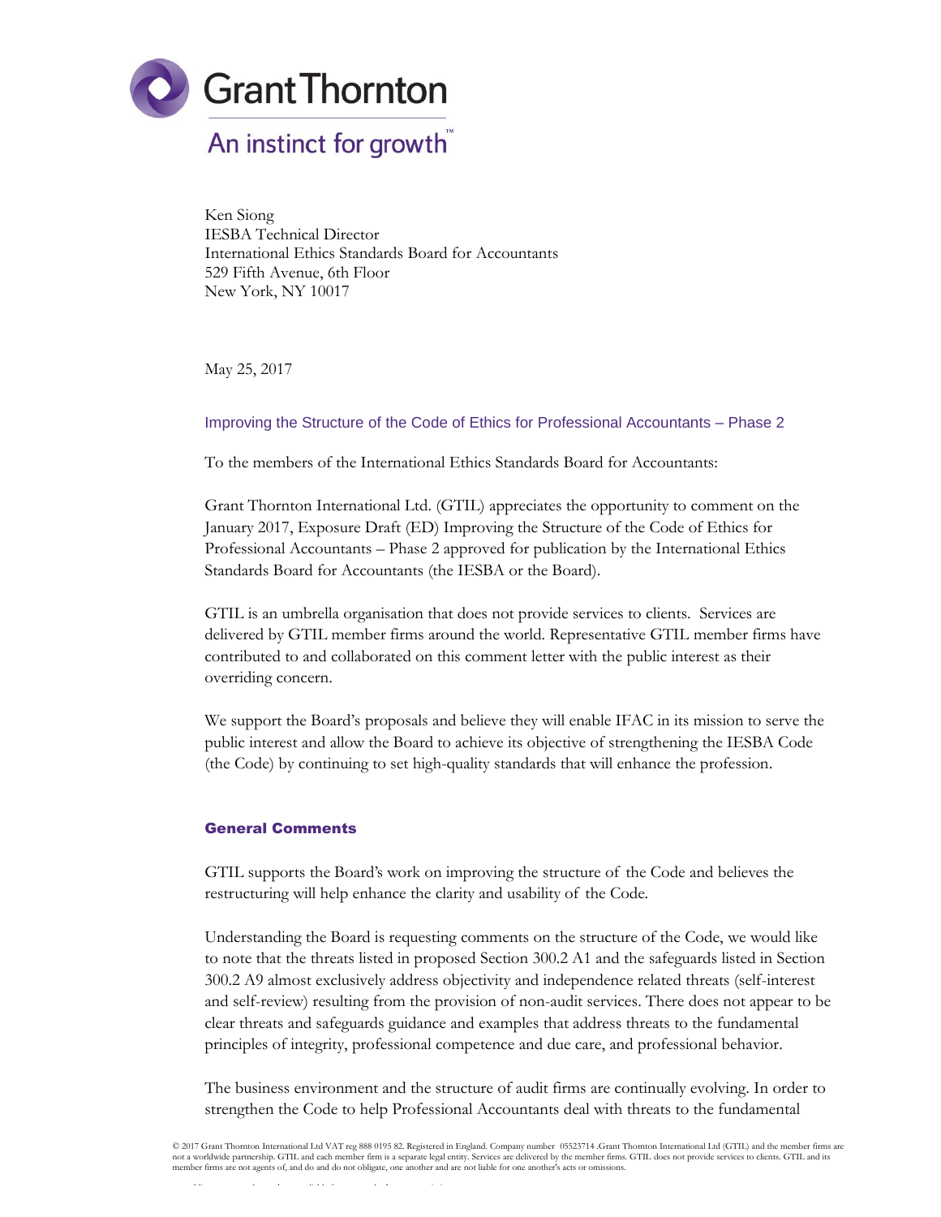Grant Thornton

An instinct for growth™

Ken Siong
IESBA Technical Director
International Ethics Standards Board for Accountants
529 Fifth Avenue, 6th Floor
New York, NY 10017

May 25, 2017

### Improving the Structure of the Code of Ethics for Professional Accountants – Phase 2

To the members of the International Ethics Standards Board for Accountants:

Grant Thornton International Ltd. (GTIL) appreciates the opportunity to comment on the January 2017, Exposure Draft (ED) Improving the Structure of the Code of Ethics for Professional Accountants – Phase 2 approved for publication by the International Ethics Standards Board for Accountants (the IESBA or the Board).

GTIL is an umbrella organisation that does not provide services to clients. Services are delivered by GTIL member firms around the world. Representative GTIL member firms have contributed to and collaborated on this comment letter with the public interest as their overriding concern.

We support the Board's proposals and believe they will enable IFAC in its mission to serve the public interest and allow the Board to achieve its objective of strengthening the IESBA Code (the Code) by continuing to set high-quality standards that will enhance the profession.

## General Comments

GTIL supports the Board's work on improving the structure of the Code and believes the restructuring will help enhance the clarity and usability of the Code.

Understanding the Board is requesting comments on the structure of the Code, we would like to note that the threats listed in proposed Section 300.2 A1 and the safeguards listed in Section 300.2 A9 almost exclusively address objectivity and independence related threats (self-interest and self-review) resulting from the provision of non-audit services. There does not appear to be clear threats and safeguards guidance and examples that address threats to the fundamental principles of integrity, professional competence and due care, and professional behavior.

The business environment and the structure of audit firms are continually evolving. In order to strengthen the Code to help Professional Accountants deal with threats to the fundamental

© 2017 Grant Thornton International Ltd VAT reg 888 0195 82. Registered in England. Company number 05523714 .Grant Thornton International Ltd (GTIL) and the member firms are not a worldwide partnership. GTIL and each member firm is a separate legal entity. Services are delivered by the member firms. GTIL does not provide services to clients. GTIL and its member firms are not agents of, and do and do not obligate, one another and are not liable for one another's acts or omissions.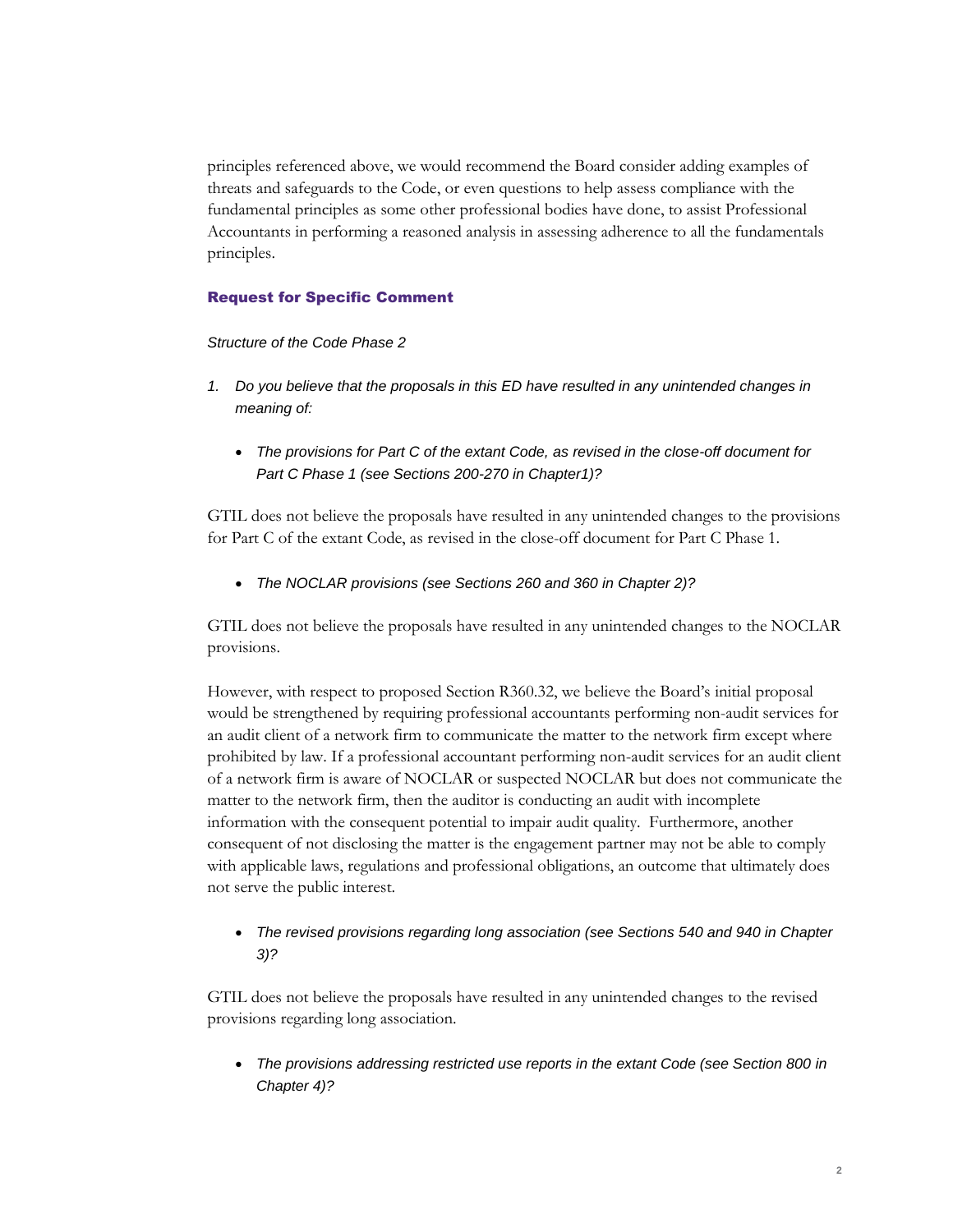principles referenced above, we would recommend the Board consider adding examples of threats and safeguards to the Code, or even questions to help assess compliance with the fundamental principles as some other professional bodies have done, to assist Professional Accountants in performing a reasoned analysis in assessing adherence to all the fundamentals principles.

## Request for Specific Comment

*Structure of the Code Phase 2*

1. *Do you believe that the proposals in this ED have resulted in any unintended changes in meaning of:*

   - *The provisions for Part C of the extant Code, as revised in the close-off document for Part C Phase 1 (see Sections 200-270 in Chapter1)?*

GTIL does not believe the proposals have resulted in any unintended changes to the provisions for Part C of the extant Code, as revised in the close-off document for Part C Phase 1.

- *The NOCLAR provisions (see Sections 260 and 360 in Chapter 2)?*

GTIL does not believe the proposals have resulted in any unintended changes to the NOCLAR provisions.

However, with respect to proposed Section R360.32, we believe the Board's initial proposal would be strengthened by requiring professional accountants performing non-audit services for an audit client of a network firm to communicate the matter to the network firm except where prohibited by law. If a professional accountant performing non-audit services for an audit client of a network firm is aware of NOCLAR or suspected NOCLAR but does not communicate the matter to the network firm, then the auditor is conducting an audit with incomplete information with the consequent potential to impair audit quality. Furthermore, another consequent of not disclosing the matter is the engagement partner may not be able to comply with applicable laws, regulations and professional obligations, an outcome that ultimately does not serve the public interest.

- *The revised provisions regarding long association (see Sections 540 and 940 in Chapter 3)?*

GTIL does not believe the proposals have resulted in any unintended changes to the revised provisions regarding long association.

- *The provisions addressing restricted use reports in the extant Code (see Section 800 in Chapter 4)?*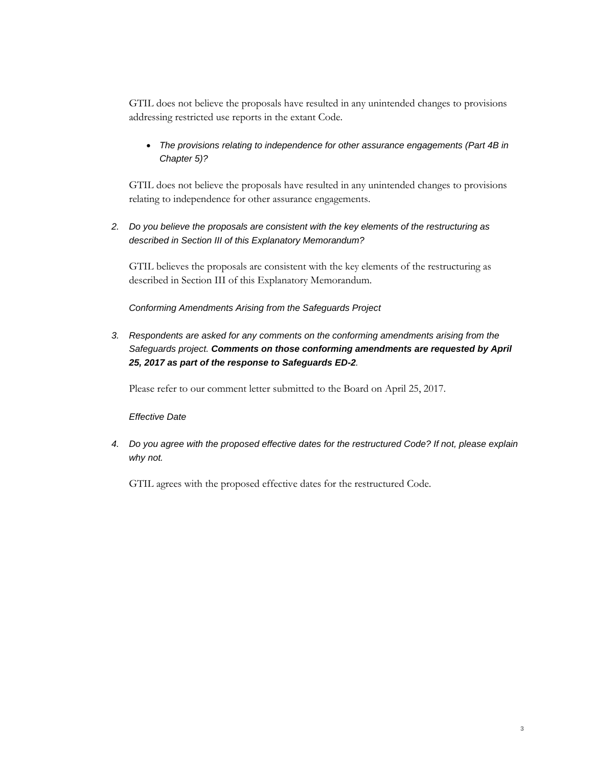GTIL does not believe the proposals have resulted in any unintended changes to provisions addressing restricted use reports in the extant Code.

- *The provisions relating to independence for other assurance engagements (Part 4B in Chapter 5)?*

GTIL does not believe the proposals have resulted in any unintended changes to provisions relating to independence for other assurance engagements.

2. *Do you believe the proposals are consistent with the key elements of the restructuring as described in Section III of this Explanatory Memorandum?*

GTIL believes the proposals are consistent with the key elements of the restructuring as described in Section III of this Explanatory Memorandum.

*Conforming Amendments Arising from the Safeguards Project*

3. *Respondents are asked for any comments on the conforming amendments arising from the Safeguards project.* ***Comments on those conforming amendments are requested by April 25, 2017 as part of the response to Safeguards ED-2****.*

Please refer to our comment letter submitted to the Board on April 25, 2017.

*Effective Date*

4. *Do you agree with the proposed effective dates for the restructured Code? If not, please explain why not.*

GTIL agrees with the proposed effective dates for the restructured Code.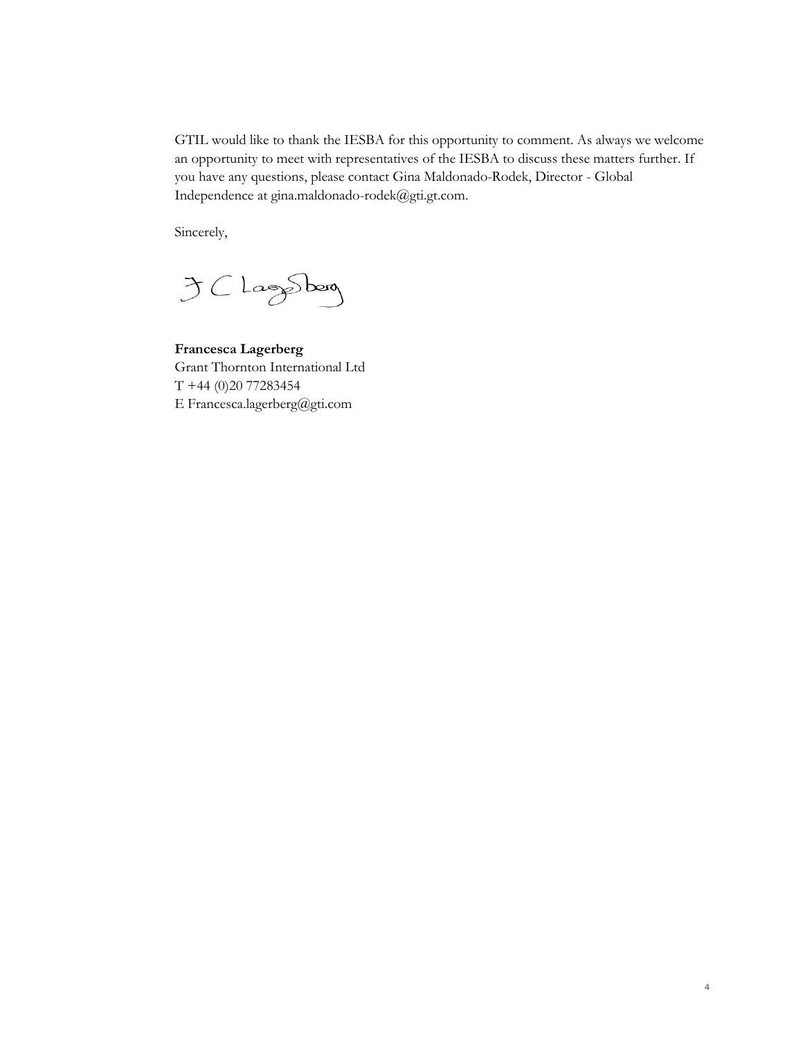GTIL would like to thank the IESBA for this opportunity to comment. As always we welcome an opportunity to meet with representatives of the IESBA to discuss these matters further. If you have any questions, please contact Gina Maldonado-Rodek, Director - Global Independence at gina.maldonado-rodek@gti.gt.com.

Sincerely,

F C Lagerberg

**Francesca Lagerberg**
Grant Thornton International Ltd
T +44 (0)20 77283454
E Francesca.lagerberg@gti.com